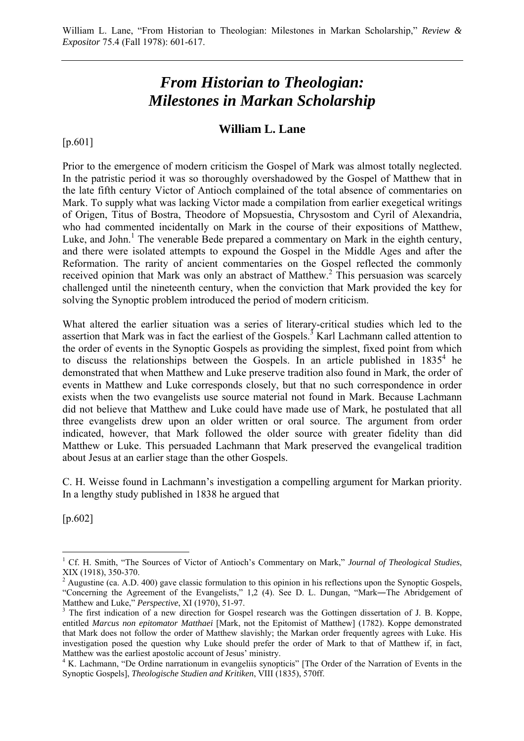William L. Lane, "From Historian to Theologian: Milestones in Markan Scholarship," *Review & Expositor* 75.4 (Fall 1978): 601-617.

# *From Historian to Theologian: Milestones in Markan Scholarship*

## William L. Lane

[p.601]

Prior to the emergence of modern criticism the Gospel of Mark was almost totally neglected. In the patristic period it was so thoroughly overshadowed by the Gospel of Matthew that in the late fifth century Victor of Antioch complained of the total absence of commentaries on Mark. To supply what was lacking Victor made a compilation from earlier exegetical writings of Origen, Titus of Bostra, Theodore of Mopsuestia, Chrysostom and Cyril of Alexandria, who had commented incidentally on Mark in the course of their expositions of Matthew, Luke, and John.[1] The venerable Bede prepared a commentary on Mark in the eighth century, and there were isolated attempts to expound the Gospel in the Middle Ages and after the Reformation. The rarity of ancient commentaries on the Gospel reflected the commonly received opinion that Mark was only an abstract of Matthew.[2] This persuasion was scarcely challenged until the nineteenth century, when the conviction that Mark provided the key for solving the Synoptic problem introduced the period of modern criticism.

What altered the earlier situation was a series of literary-critical studies which led to the assertion that Mark was in fact the earliest of the Gospels.[3] Karl Lachmann called attention to the order of events in the Synoptic Gospels as providing the simplest, fixed point from which to discuss the relationships between the Gospels. In an article published in 1835[4] he demonstrated that when Matthew and Luke preserve tradition also found in Mark, the order of events in Matthew and Luke corresponds closely, but that no such correspondence in order exists when the two evangelists use source material not found in Mark. Because Lachmann did not believe that Matthew and Luke could have made use of Mark, he postulated that all three evangelists drew upon an older written or oral source. The argument from order indicated, however, that Mark followed the older source with greater fidelity than did Matthew or Luke. This persuaded Lachmann that Mark preserved the evangelical tradition about Jesus at an earlier stage than the other Gospels.

C. H. Weisse found in Lachmann's investigation a compelling argument for Markan priority. In a lengthy study published in 1838 he argued that

[p.602]

---

[1] Cf. H. Smith, "The Sources of Victor of Antioch's Commentary on Mark," *Journal of Theological Studies*, XIX (1918), 350-370.

[2] Augustine (ca. A.D. 400) gave classic formulation to this opinion in his reflections upon the Synoptic Gospels, "Concerning the Agreement of the Evangelists," 1,2 (4). See D. L. Dungan, "Mark―The Abridgement of Matthew and Luke," *Perspective*, XI (1970), 51-97.

[3] The first indication of a new direction for Gospel research was the Gottingen dissertation of J. B. Koppe, entitled *Marcus non epitomator Matthaei* [Mark, not the Epitomist of Matthew] (1782). Koppe demonstrated that Mark does not follow the order of Matthew slavishly; the Markan order frequently agrees with Luke. His investigation posed the question why Luke should prefer the order of Mark to that of Matthew if, in fact, Matthew was the earliest apostolic account of Jesus' ministry.

[4] K. Lachmann, "De Ordine narrationum in evangeliis synopticis" [The Order of the Narration of Events in the Synoptic Gospels], *Theologische Studien and Kritiken*, VIII (1835), 570ff.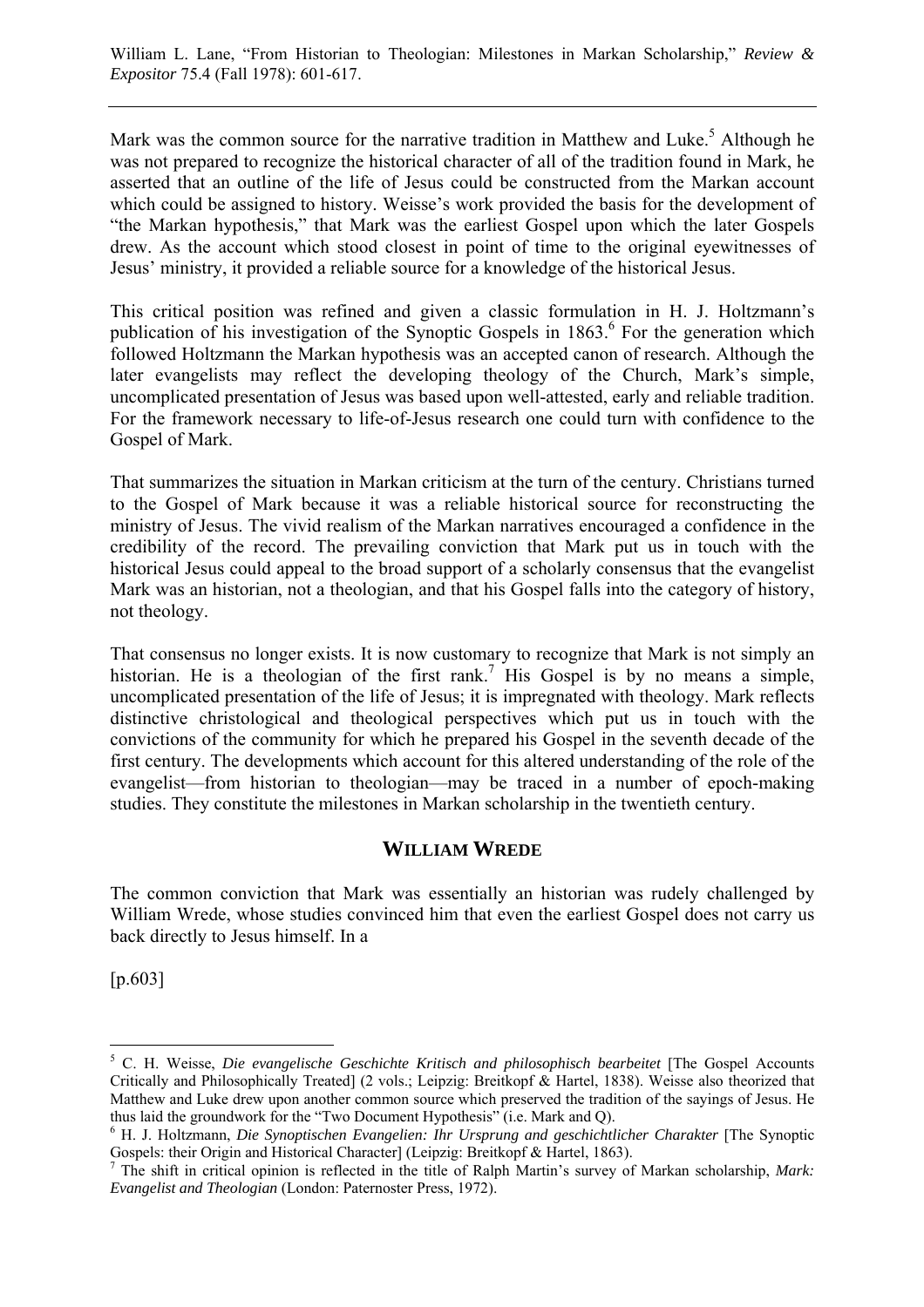Mark was the common source for the narrative tradition in Matthew and Luke.[5] Although he was not prepared to recognize the historical character of all of the tradition found in Mark, he asserted that an outline of the life of Jesus could be constructed from the Markan account which could be assigned to history. Weisse's work provided the basis for the development of "the Markan hypothesis," that Mark was the earliest Gospel upon which the later Gospels drew. As the account which stood closest in point of time to the original eyewitnesses of Jesus' ministry, it provided a reliable source for a knowledge of the historical Jesus.

This critical position was refined and given a classic formulation in H. J. Holtzmann's publication of his investigation of the Synoptic Gospels in 1863.[6] For the generation which followed Holtzmann the Markan hypothesis was an accepted canon of research. Although the later evangelists may reflect the developing theology of the Church, Mark's simple, uncomplicated presentation of Jesus was based upon well-attested, early and reliable tradition. For the framework necessary to life-of-Jesus research one could turn with confidence to the Gospel of Mark.

That summarizes the situation in Markan criticism at the turn of the century. Christians turned to the Gospel of Mark because it was a reliable historical source for reconstructing the ministry of Jesus. The vivid realism of the Markan narratives encouraged a confidence in the credibility of the record. The prevailing conviction that Mark put us in touch with the historical Jesus could appeal to the broad support of a scholarly consensus that the evangelist Mark was an historian, not a theologian, and that his Gospel falls into the category of history, not theology.

That consensus no longer exists. It is now customary to recognize that Mark is not simply an historian. He is a theologian of the first rank.[7] His Gospel is by no means a simple, uncomplicated presentation of the life of Jesus; it is impregnated with theology. Mark reflects distinctive christological and theological perspectives which put us in touch with the convictions of the community for which he prepared his Gospel in the seventh decade of the first century. The developments which account for this altered understanding of the role of the evangelist—from historian to theologian—may be traced in a number of epoch-making studies. They constitute the milestones in Markan scholarship in the twentieth century.

## WILLIAM WREDE

The common conviction that Mark was essentially an historian was rudely challenged by William Wrede, whose studies convinced him that even the earliest Gospel does not carry us back directly to Jesus himself. In a

[p.603]

---

[5] C. H. Weisse, *Die evangelische Geschichte Kritisch and philosophisch bearbeitet* [The Gospel Accounts Critically and Philosophically Treated] (2 vols.; Leipzig: Breitkopf & Hartel, 1838). Weisse also theorized that Matthew and Luke drew upon another common source which preserved the tradition of the sayings of Jesus. He thus laid the groundwork for the "Two Document Hypothesis" (i.e. Mark and Q).

[6] H. J. Holtzmann, *Die Synoptischen Evangelien: Ihr Ursprung and geschichtlicher Charakter* [The Synoptic Gospels: their Origin and Historical Character] (Leipzig: Breitkopf & Hartel, 1863).

[7] The shift in critical opinion is reflected in the title of Ralph Martin's survey of Markan scholarship, *Mark: Evangelist and Theologian* (London: Paternoster Press, 1972).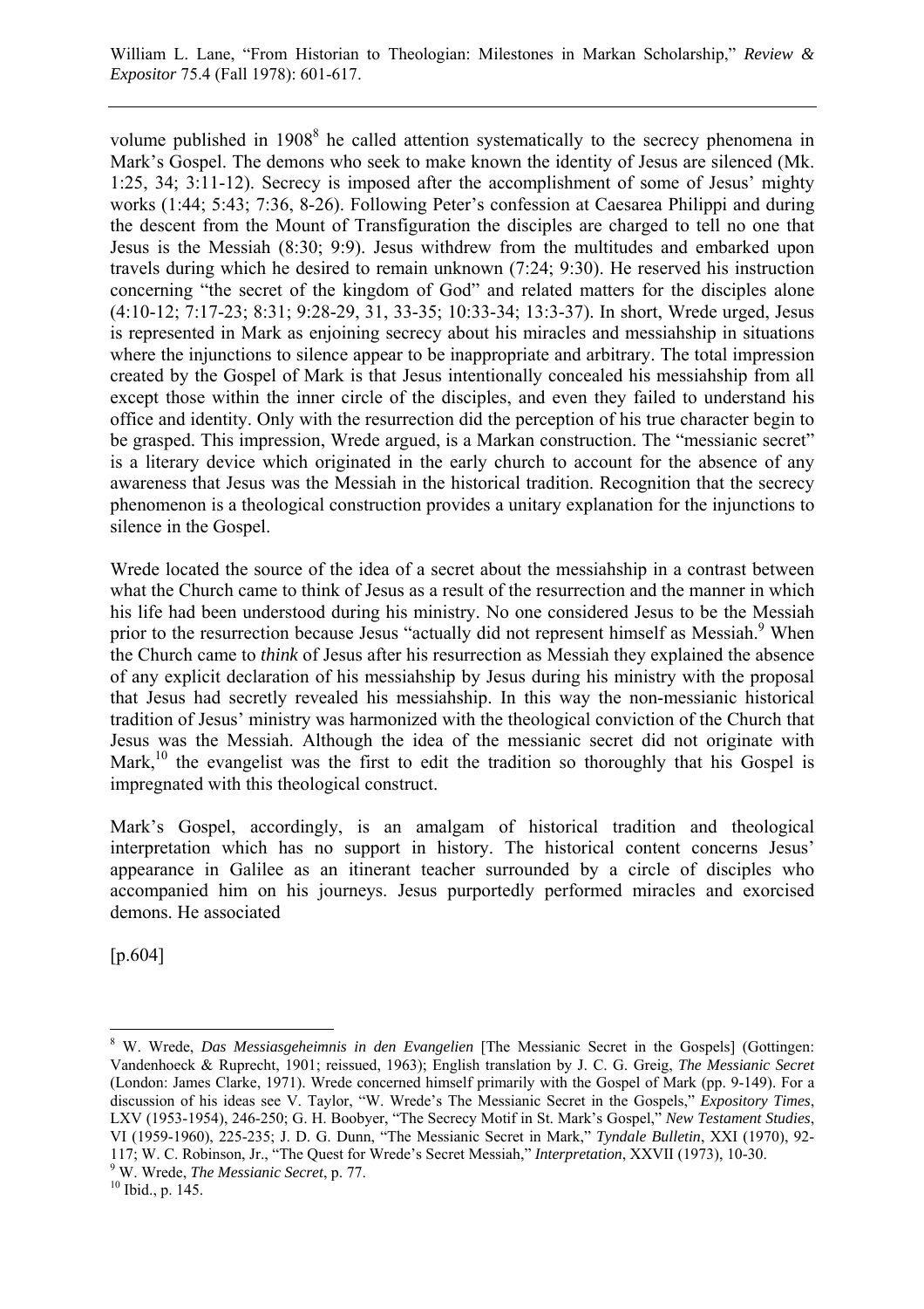volume published in 1908[8] he called attention systematically to the secrecy phenomena in Mark's Gospel. The demons who seek to make known the identity of Jesus are silenced (Mk. 1:25, 34; 3:11-12). Secrecy is imposed after the accomplishment of some of Jesus' mighty works (1:44; 5:43; 7:36, 8-26). Following Peter's confession at Caesarea Philippi and during the descent from the Mount of Transfiguration the disciples are charged to tell no one that Jesus is the Messiah (8:30; 9:9). Jesus withdrew from the multitudes and embarked upon travels during which he desired to remain unknown (7:24; 9:30). He reserved his instruction concerning "the secret of the kingdom of God" and related matters for the disciples alone (4:10-12; 7:17-23; 8:31; 9:28-29, 31, 33-35; 10:33-34; 13:3-37). In short, Wrede urged, Jesus is represented in Mark as enjoining secrecy about his miracles and messiahship in situations where the injunctions to silence appear to be inappropriate and arbitrary. The total impression created by the Gospel of Mark is that Jesus intentionally concealed his messiahship from all except those within the inner circle of the disciples, and even they failed to understand his office and identity. Only with the resurrection did the perception of his true character begin to be grasped. This impression, Wrede argued, is a Markan construction. The "messianic secret" is a literary device which originated in the early church to account for the absence of any awareness that Jesus was the Messiah in the historical tradition. Recognition that the secrecy phenomenon is a theological construction provides a unitary explanation for the injunctions to silence in the Gospel.

Wrede located the source of the idea of a secret about the messiahship in a contrast between what the Church came to think of Jesus as a result of the resurrection and the manner in which his life had been understood during his ministry. No one considered Jesus to be the Messiah prior to the resurrection because Jesus "actually did not represent himself as Messiah.[9] When the Church came to *think* of Jesus after his resurrection as Messiah they explained the absence of any explicit declaration of his messiahship by Jesus during his ministry with the proposal that Jesus had secretly revealed his messiahship. In this way the non-messianic historical tradition of Jesus' ministry was harmonized with the theological conviction of the Church that Jesus was the Messiah. Although the idea of the messianic secret did not originate with Mark,[10] the evangelist was the first to edit the tradition so thoroughly that his Gospel is impregnated with this theological construct.

Mark's Gospel, accordingly, is an amalgam of historical tradition and theological interpretation which has no support in history. The historical content concerns Jesus' appearance in Galilee as an itinerant teacher surrounded by a circle of disciples who accompanied him on his journeys. Jesus purportedly performed miracles and exorcised demons. He associated

[p.604]

---

[8] W. Wrede, *Das Messiasgeheimnis in den Evangelien* [The Messianic Secret in the Gospels] (Gottingen: Vandenhoeck & Ruprecht, 1901; reissued, 1963); English translation by J. C. G. Greig, *The Messianic Secret* (London: James Clarke, 1971). Wrede concerned himself primarily with the Gospel of Mark (pp. 9-149). For a discussion of his ideas see V. Taylor, "W. Wrede's The Messianic Secret in the Gospels," *Expository Times*, LXV (1953-1954), 246-250; G. H. Boobyer, "The Secrecy Motif in St. Mark's Gospel," *New Testament Studies*, VI (1959-1960), 225-235; J. D. G. Dunn, "The Messianic Secret in Mark," *Tyndale Bulletin*, XXI (1970), 92-117; W. C. Robinson, Jr., "The Quest for Wrede's Secret Messiah," *Interpretation*, XXVII (1973), 10-30.

[9] W. Wrede, *The Messianic Secret*, p. 77.

[10] Ibid., p. 145.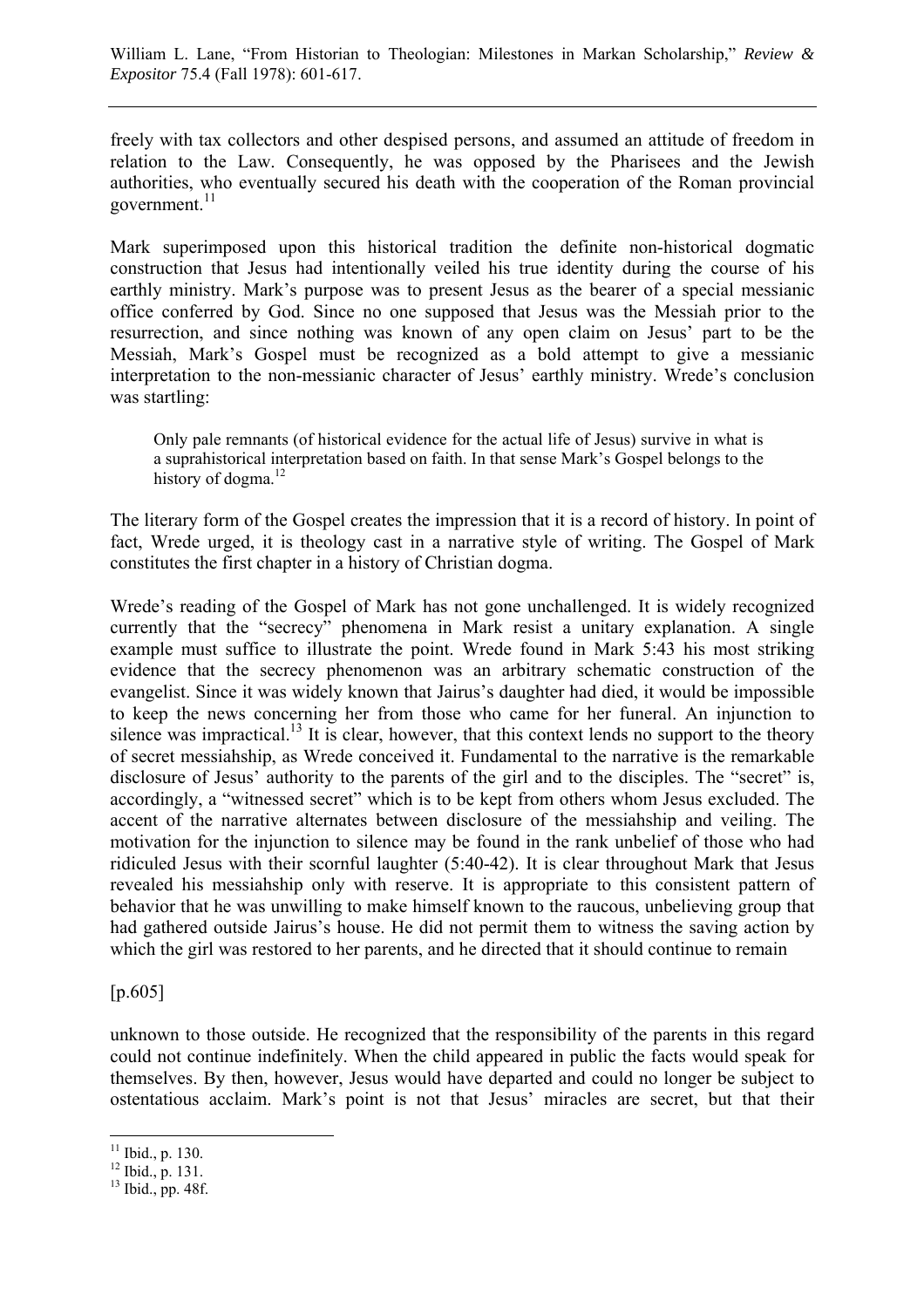freely with tax collectors and other despised persons, and assumed an attitude of freedom in relation to the Law. Consequently, he was opposed by the Pharisees and the Jewish authorities, who eventually secured his death with the cooperation of the Roman provincial government.[11]

Mark superimposed upon this historical tradition the definite non-historical dogmatic construction that Jesus had intentionally veiled his true identity during the course of his earthly ministry. Mark's purpose was to present Jesus as the bearer of a special messianic office conferred by God. Since no one supposed that Jesus was the Messiah prior to the resurrection, and since nothing was known of any open claim on Jesus' part to be the Messiah, Mark's Gospel must be recognized as a bold attempt to give a messianic interpretation to the non-messianic character of Jesus' earthly ministry. Wrede's conclusion was startling:

> Only pale remnants (of historical evidence for the actual life of Jesus) survive in what is a suprahistorical interpretation based on faith. In that sense Mark's Gospel belongs to the history of dogma.[12]

The literary form of the Gospel creates the impression that it is a record of history. In point of fact, Wrede urged, it is theology cast in a narrative style of writing. The Gospel of Mark constitutes the first chapter in a history of Christian dogma.

Wrede's reading of the Gospel of Mark has not gone unchallenged. It is widely recognized currently that the "secrecy" phenomena in Mark resist a unitary explanation. A single example must suffice to illustrate the point. Wrede found in Mark 5:43 his most striking evidence that the secrecy phenomenon was an arbitrary schematic construction of the evangelist. Since it was widely known that Jairus's daughter had died, it would be impossible to keep the news concerning her from those who came for her funeral. An injunction to silence was impractical.[13] It is clear, however, that this context lends no support to the theory of secret messiahship, as Wrede conceived it. Fundamental to the narrative is the remarkable disclosure of Jesus' authority to the parents of the girl and to the disciples. The "secret" is, accordingly, a "witnessed secret" which is to be kept from others whom Jesus excluded. The accent of the narrative alternates between disclosure of the messiahship and veiling. The motivation for the injunction to silence may be found in the rank unbelief of those who had ridiculed Jesus with their scornful laughter (5:40-42). It is clear throughout Mark that Jesus revealed his messiahship only with reserve. It is appropriate to this consistent pattern of behavior that he was unwilling to make himself known to the raucous, unbelieving group that had gathered outside Jairus's house. He did not permit them to witness the saving action by which the girl was restored to her parents, and he directed that it should continue to remain

[p.605]

unknown to those outside. He recognized that the responsibility of the parents in this regard could not continue indefinitely. When the child appeared in public the facts would speak for themselves. By then, however, Jesus would have departed and could no longer be subject to ostentatious acclaim. Mark's point is not that Jesus' miracles are secret, but that their

---

[11] Ibid., p. 130.

[12] Ibid., p. 131.

[13] Ibid., pp. 48f.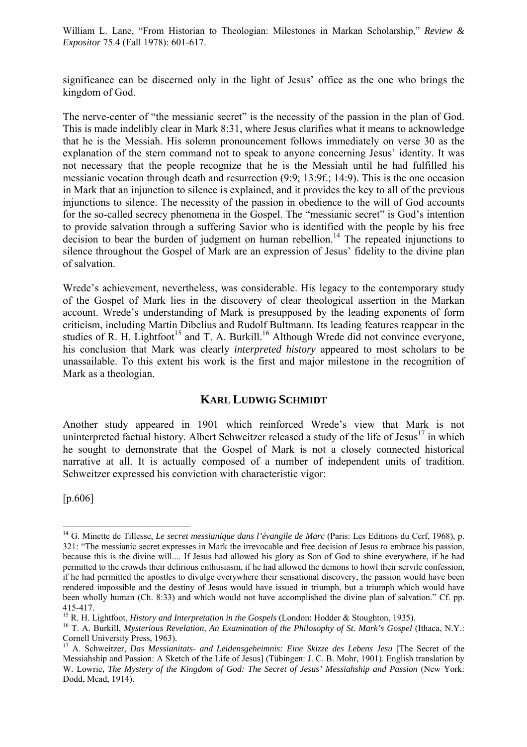significance can be discerned only in the light of Jesus' office as the one who brings the kingdom of God.

The nerve-center of "the messianic secret" is the necessity of the passion in the plan of God. This is made indelibly clear in Mark 8:31, where Jesus clarifies what it means to acknowledge that he is the Messiah. His solemn pronouncement follows immediately on verse 30 as the explanation of the stern command not to speak to anyone concerning Jesus' identity. It was not necessary that the people recognize that he is the Messiah until he had fulfilled his messianic vocation through death and resurrection (9:9; 13:9f.; 14:9). This is the one occasion in Mark that an injunction to silence is explained, and it provides the key to all of the previous injunctions to silence. The necessity of the passion in obedience to the will of God accounts for the so-called secrecy phenomena in the Gospel. The "messianic secret" is God's intention to provide salvation through a suffering Savior who is identified with the people by his free decision to bear the burden of judgment on human rebellion.[14] The repeated injunctions to silence throughout the Gospel of Mark are an expression of Jesus' fidelity to the divine plan of salvation.

Wrede's achievement, nevertheless, was considerable. His legacy to the contemporary study of the Gospel of Mark lies in the discovery of clear theological assertion in the Markan account. Wrede's understanding of Mark is presupposed by the leading exponents of form criticism, including Martin Dibelius and Rudolf Bultmann. Its leading features reappear in the studies of R. H. Lightfoot[15] and T. A. Burkill.[16] Although Wrede did not convince everyone, his conclusion that Mark was clearly *interpreted history* appeared to most scholars to be unassailable. To this extent his work is the first and major milestone in the recognition of Mark as a theologian.

## KARL LUDWIG SCHMIDT

Another study appeared in 1901 which reinforced Wrede's view that Mark is not uninterpreted factual history. Albert Schweitzer released a study of the life of Jesus[17] in which he sought to demonstrate that the Gospel of Mark is not a closely connected historical narrative at all. It is actually composed of a number of independent units of tradition. Schweitzer expressed his conviction with characteristic vigor:

[p.606]

---

[14] G. Minette de Tillesse, *Le secret messianique dans l'évangile de Marc* (Paris: Les Editions du Cerf, 1968), p. 321: "The messianic secret expresses in Mark the irrevocable and free decision of Jesus to embrace his passion, because this is the divine will.... If Jesus had allowed his glory as Son of God to shine everywhere, if he had permitted to the crowds their delirious enthusiasm, if he had allowed the demons to howl their servile confession, if he had permitted the apostles to divulge everywhere their sensational discovery, the passion would have been rendered impossible and the destiny of Jesus would have issued in triumph, but a triumph which would have been wholly human (Ch. 8:33) and which would not have accomplished the divine plan of salvation." Cf. pp. 415-417.

[15] R. H. Lightfoot, *History and Interpretation in the Gospels* (London: Hodder & Stoughton, 1935).

[16] T. A. Burkill, *Mysterious Revelation, An Examination of the Philosophy of St. Mark's Gospel* (Ithaca, N.Y.: Cornell University Press, 1963).

[17] A. Schweitzer, *Das Messianitats- and Leidensgeheimnis: Eine Skizze des Lebens Jesu* [The Secret of the Messiahship and Passion: A Sketch of the Life of Jesus] (Tübingen: J. C. B. Mohr, 1901). English translation by W. Lowrie, *The Mystery of the Kingdom of God: The Secret of Jesus' Messiahship and Passion* (New York: Dodd, Mead, 1914).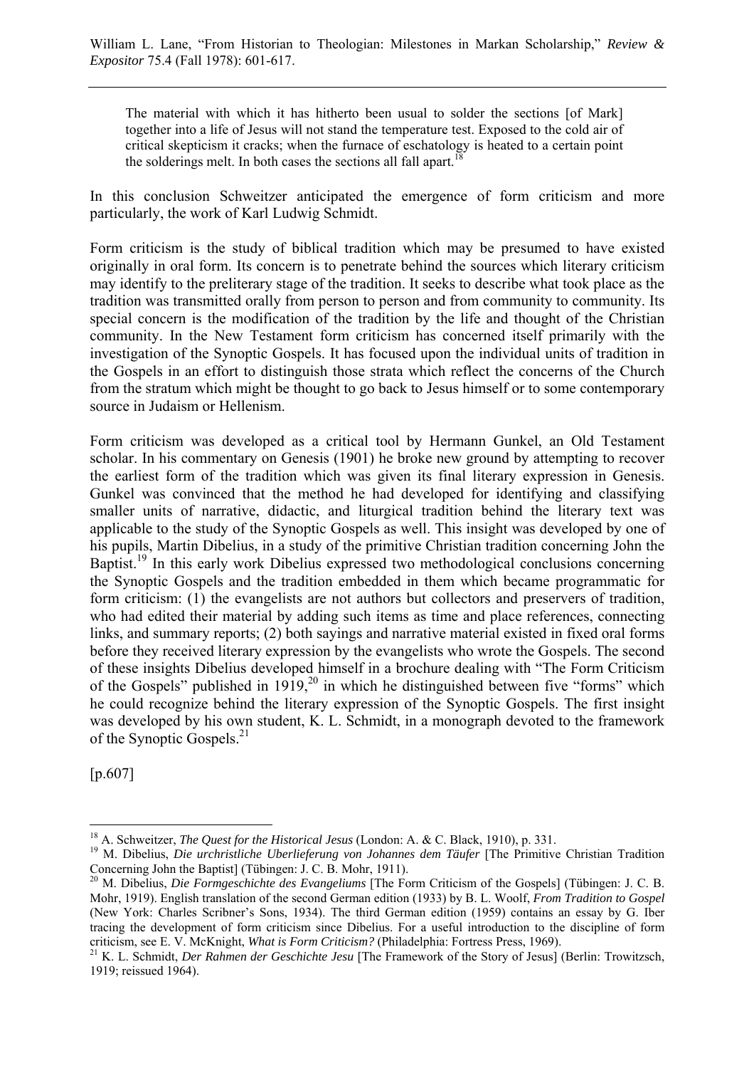> The material with which it has hitherto been usual to solder the sections [of Mark] together into a life of Jesus will not stand the temperature test. Exposed to the cold air of critical skepticism it cracks; when the furnace of eschatology is heated to a certain point the solderings melt. In both cases the sections all fall apart.[18]

In this conclusion Schweitzer anticipated the emergence of form criticism and more particularly, the work of Karl Ludwig Schmidt.

Form criticism is the study of biblical tradition which may be presumed to have existed originally in oral form. Its concern is to penetrate behind the sources which literary criticism may identify to the preliterary stage of the tradition. It seeks to describe what took place as the tradition was transmitted orally from person to person and from community to community. Its special concern is the modification of the tradition by the life and thought of the Christian community. In the New Testament form criticism has concerned itself primarily with the investigation of the Synoptic Gospels. It has focused upon the individual units of tradition in the Gospels in an effort to distinguish those strata which reflect the concerns of the Church from the stratum which might be thought to go back to Jesus himself or to some contemporary source in Judaism or Hellenism.

Form criticism was developed as a critical tool by Hermann Gunkel, an Old Testament scholar. In his commentary on Genesis (1901) he broke new ground by attempting to recover the earliest form of the tradition which was given its final literary expression in Genesis. Gunkel was convinced that the method he had developed for identifying and classifying smaller units of narrative, didactic, and liturgical tradition behind the literary text was applicable to the study of the Synoptic Gospels as well. This insight was developed by one of his pupils, Martin Dibelius, in a study of the primitive Christian tradition concerning John the Baptist.[19] In this early work Dibelius expressed two methodological conclusions concerning the Synoptic Gospels and the tradition embedded in them which became programmatic for form criticism: (1) the evangelists are not authors but collectors and preservers of tradition, who had edited their material by adding such items as time and place references, connecting links, and summary reports; (2) both sayings and narrative material existed in fixed oral forms before they received literary expression by the evangelists who wrote the Gospels. The second of these insights Dibelius developed himself in a brochure dealing with "The Form Criticism of the Gospels" published in 1919,[20] in which he distinguished between five "forms" which he could recognize behind the literary expression of the Synoptic Gospels. The first insight was developed by his own student, K. L. Schmidt, in a monograph devoted to the framework of the Synoptic Gospels.[21]

[p.607]

---

[18] A. Schweitzer, *The Quest for the Historical Jesus* (London: A. & C. Black, 1910), p. 331.

[19] M. Dibelius, *Die urchristliche Uberlieferung von Johannes dem Täufer* [The Primitive Christian Tradition Concerning John the Baptist] (Tübingen: J. C. B. Mohr, 1911).

[20] M. Dibelius, *Die Formgeschichte des Evangeliums* [The Form Criticism of the Gospels] (Tübingen: J. C. B. Mohr, 1919). English translation of the second German edition (1933) by B. L. Woolf, *From Tradition to Gospel* (New York: Charles Scribner's Sons, 1934). The third German edition (1959) contains an essay by G. Iber tracing the development of form criticism since Dibelius. For a useful introduction to the discipline of form criticism, see E. V. McKnight, *What is Form Criticism?* (Philadelphia: Fortress Press, 1969).

[21] K. L. Schmidt, *Der Rahmen der Geschichte Jesu* [The Framework of the Story of Jesus] (Berlin: Trowitzsch, 1919; reissued 1964).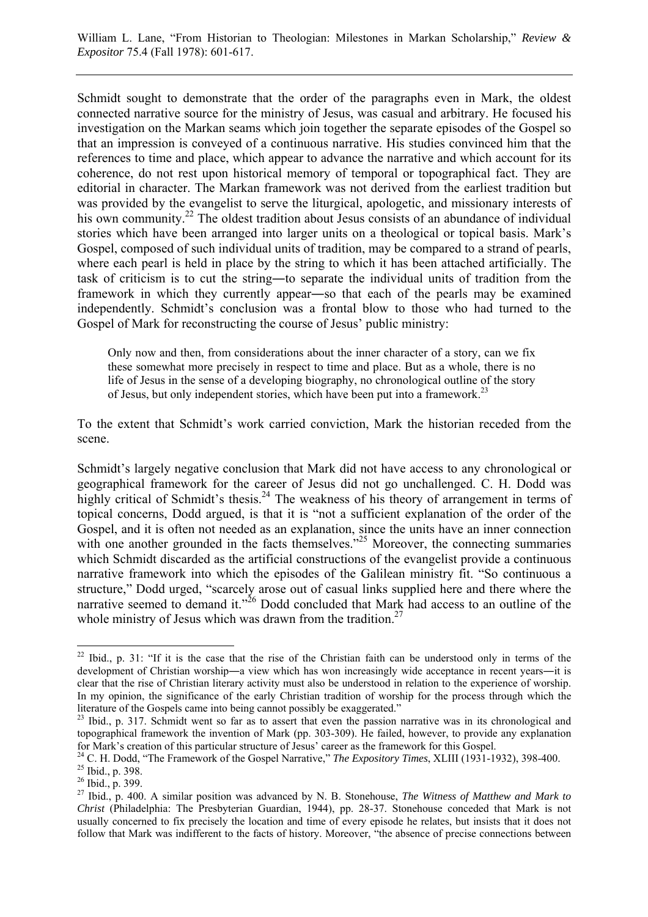Schmidt sought to demonstrate that the order of the paragraphs even in Mark, the oldest connected narrative source for the ministry of Jesus, was casual and arbitrary. He focused his investigation on the Markan seams which join together the separate episodes of the Gospel so that an impression is conveyed of a continuous narrative. His studies convinced him that the references to time and place, which appear to advance the narrative and which account for its coherence, do not rest upon historical memory of temporal or topographical fact. They are editorial in character. The Markan framework was not derived from the earliest tradition but was provided by the evangelist to serve the liturgical, apologetic, and missionary interests of his own community.[22] The oldest tradition about Jesus consists of an abundance of individual stories which have been arranged into larger units on a theological or topical basis. Mark's Gospel, composed of such individual units of tradition, may be compared to a strand of pearls, where each pearl is held in place by the string to which it has been attached artificially. The task of criticism is to cut the string―to separate the individual units of tradition from the framework in which they currently appear―so that each of the pearls may be examined independently. Schmidt's conclusion was a frontal blow to those who had turned to the Gospel of Mark for reconstructing the course of Jesus' public ministry:

> Only now and then, from considerations about the inner character of a story, can we fix these somewhat more precisely in respect to time and place. But as a whole, there is no life of Jesus in the sense of a developing biography, no chronological outline of the story of Jesus, but only independent stories, which have been put into a framework.[23]

To the extent that Schmidt's work carried conviction, Mark the historian receded from the scene.

Schmidt's largely negative conclusion that Mark did not have access to any chronological or geographical framework for the career of Jesus did not go unchallenged. C. H. Dodd was highly critical of Schmidt's thesis.[24] The weakness of his theory of arrangement in terms of topical concerns, Dodd argued, is that it is "not a sufficient explanation of the order of the Gospel, and it is often not needed as an explanation, since the units have an inner connection with one another grounded in the facts themselves."[25] Moreover, the connecting summaries which Schmidt discarded as the artificial constructions of the evangelist provide a continuous narrative framework into which the episodes of the Galilean ministry fit. "So continuous a structure," Dodd urged, "scarcely arose out of casual links supplied here and there where the narrative seemed to demand it."[26] Dodd concluded that Mark had access to an outline of the whole ministry of Jesus which was drawn from the tradition.[27]

---

[22] Ibid., p. 31: "If it is the case that the rise of the Christian faith can be understood only in terms of the development of Christian worship―a view which has won increasingly wide acceptance in recent years―it is clear that the rise of Christian literary activity must also be understood in relation to the experience of worship. In my opinion, the significance of the early Christian tradition of worship for the process through which the literature of the Gospels came into being cannot possibly be exaggerated."

[23] Ibid., p. 317. Schmidt went so far as to assert that even the passion narrative was in its chronological and topographical framework the invention of Mark (pp. 303-309). He failed, however, to provide any explanation for Mark's creation of this particular structure of Jesus' career as the framework for this Gospel.

[24] C. H. Dodd, "The Framework of the Gospel Narrative," *The Expository Times*, XLIII (1931-1932), 398-400.

[25] Ibid., p. 398.

[26] Ibid., p. 399.

[27] Ibid., p. 400. A similar position was advanced by N. B. Stonehouse, *The Witness of Matthew and Mark to Christ* (Philadelphia: The Presbyterian Guardian, 1944), pp. 28-37. Stonehouse conceded that Mark is not usually concerned to fix precisely the location and time of every episode he relates, but insists that it does not follow that Mark was indifferent to the facts of history. Moreover, "the absence of precise connections between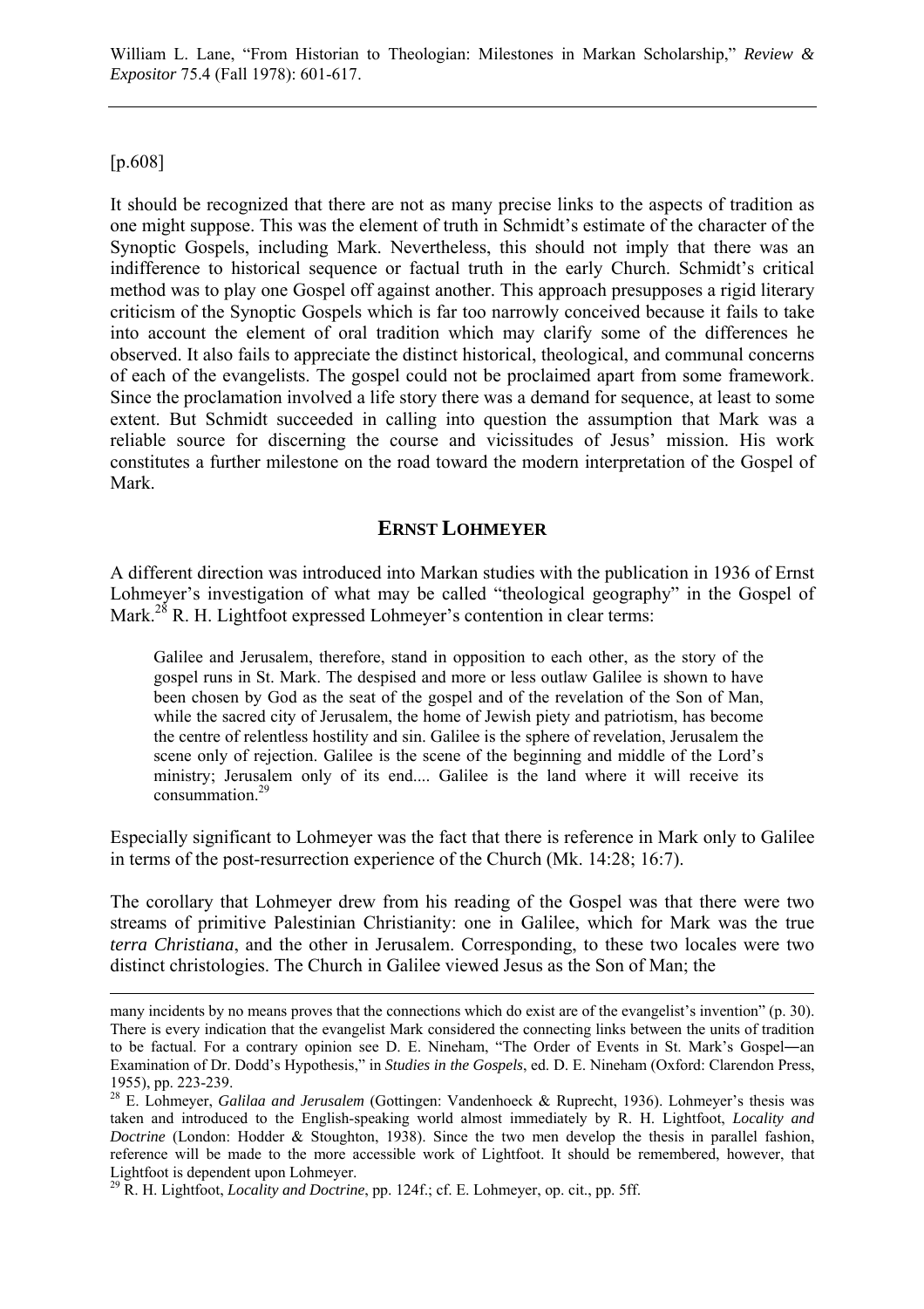[p.608]

It should be recognized that there are not as many precise links to the aspects of tradition as one might suppose. This was the element of truth in Schmidt's estimate of the character of the Synoptic Gospels, including Mark. Nevertheless, this should not imply that there was an indifference to historical sequence or factual truth in the early Church. Schmidt's critical method was to play one Gospel off against another. This approach presupposes a rigid literary criticism of the Synoptic Gospels which is far too narrowly conceived because it fails to take into account the element of oral tradition which may clarify some of the differences he observed. It also fails to appreciate the distinct historical, theological, and communal concerns of each of the evangelists. The gospel could not be proclaimed apart from some framework. Since the proclamation involved a life story there was a demand for sequence, at least to some extent. But Schmidt succeeded in calling into question the assumption that Mark was a reliable source for discerning the course and vicissitudes of Jesus' mission. His work constitutes a further milestone on the road toward the modern interpretation of the Gospel of Mark.

## ERNST LOHMEYER

A different direction was introduced into Markan studies with the publication in 1936 of Ernst Lohmeyer's investigation of what may be called "theological geography" in the Gospel of Mark.[28] R. H. Lightfoot expressed Lohmeyer's contention in clear terms:

> Galilee and Jerusalem, therefore, stand in opposition to each other, as the story of the gospel runs in St. Mark. The despised and more or less outlaw Galilee is shown to have been chosen by God as the seat of the gospel and of the revelation of the Son of Man, while the sacred city of Jerusalem, the home of Jewish piety and patriotism, has become the centre of relentless hostility and sin. Galilee is the sphere of revelation, Jerusalem the scene only of rejection. Galilee is the scene of the beginning and middle of the Lord's ministry; Jerusalem only of its end.... Galilee is the land where it will receive its consummation.[29]

Especially significant to Lohmeyer was the fact that there is reference in Mark only to Galilee in terms of the post-resurrection experience of the Church (Mk. 14:28; 16:7).

The corollary that Lohmeyer drew from his reading of the Gospel was that there were two streams of primitive Palestinian Christianity: one in Galilee, which for Mark was the true *terra Christiana*, and the other in Jerusalem. Corresponding, to these two locales were two distinct christologies. The Church in Galilee viewed Jesus as the Son of Man; the

---

many incidents by no means proves that the connections which do exist are of the evangelist's invention" (p. 30). There is every indication that the evangelist Mark considered the connecting links between the units of tradition to be factual. For a contrary opinion see D. E. Nineham, "The Order of Events in St. Mark's Gospel—an Examination of Dr. Dodd's Hypothesis," in *Studies in the Gospels*, ed. D. E. Nineham (Oxford: Clarendon Press, 1955), pp. 223-239.

[28] E. Lohmeyer, *Galilaa and Jerusalem* (Gottingen: Vandenhoeck & Ruprecht, 1936). Lohmeyer's thesis was taken and introduced to the English-speaking world almost immediately by R. H. Lightfoot, *Locality and Doctrine* (London: Hodder & Stoughton, 1938). Since the two men develop the thesis in parallel fashion, reference will be made to the more accessible work of Lightfoot. It should be remembered, however, that Lightfoot is dependent upon Lohmeyer.

[29] R. H. Lightfoot, *Locality and Doctrine*, pp. 124f.; cf. E. Lohmeyer, op. cit., pp. 5ff.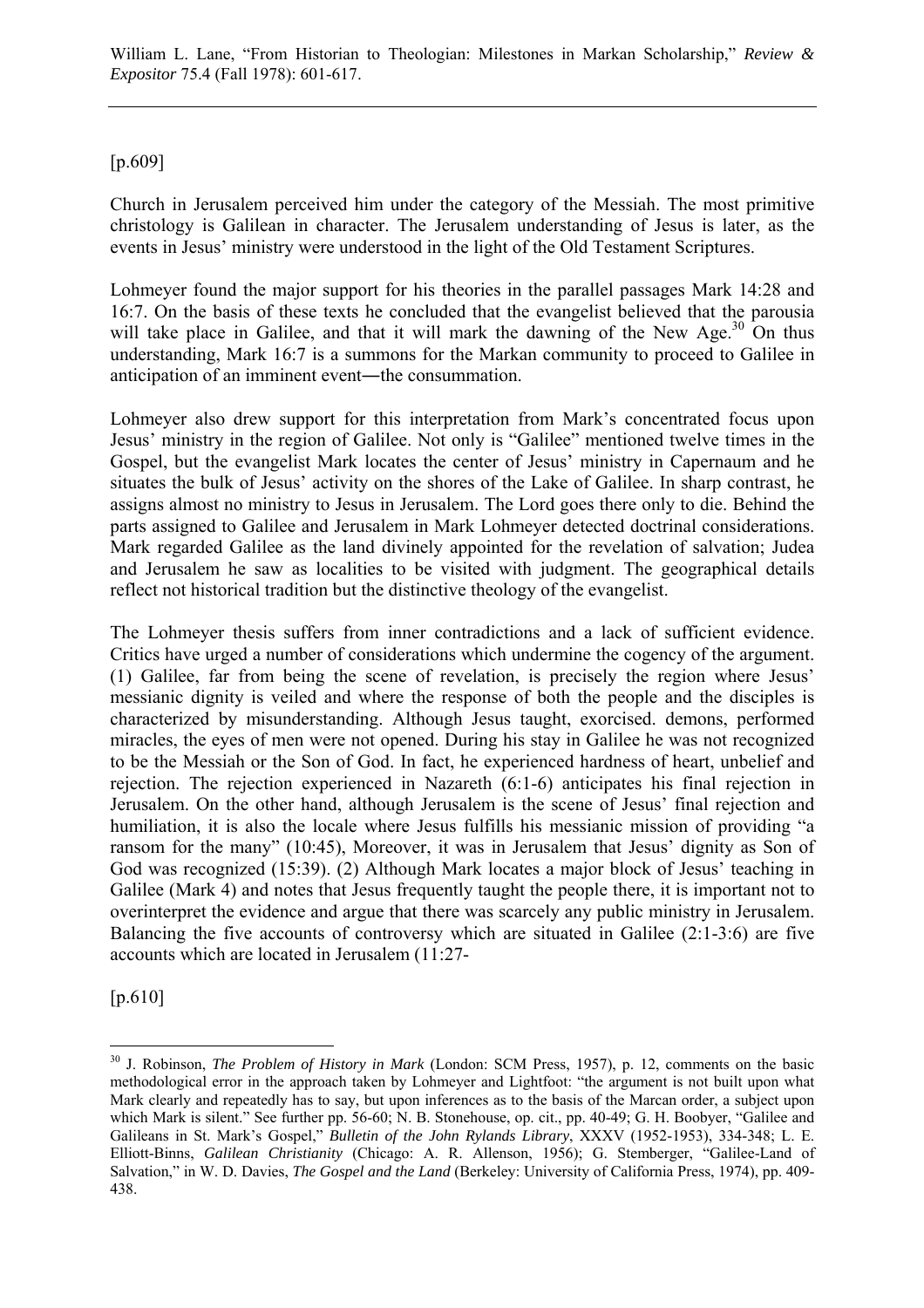[p.609]

Church in Jerusalem perceived him under the category of the Messiah. The most primitive christology is Galilean in character. The Jerusalem understanding of Jesus is later, as the events in Jesus' ministry were understood in the light of the Old Testament Scriptures.

Lohmeyer found the major support for his theories in the parallel passages Mark 14:28 and 16:7. On the basis of these texts he concluded that the evangelist believed that the parousia will take place in Galilee, and that it will mark the dawning of the New Age.[30] On thus understanding, Mark 16:7 is a summons for the Markan community to proceed to Galilee in anticipation of an imminent event—the consummation.

Lohmeyer also drew support for this interpretation from Mark's concentrated focus upon Jesus' ministry in the region of Galilee. Not only is "Galilee" mentioned twelve times in the Gospel, but the evangelist Mark locates the center of Jesus' ministry in Capernaum and he situates the bulk of Jesus' activity on the shores of the Lake of Galilee. In sharp contrast, he assigns almost no ministry to Jesus in Jerusalem. The Lord goes there only to die. Behind the parts assigned to Galilee and Jerusalem in Mark Lohmeyer detected doctrinal considerations. Mark regarded Galilee as the land divinely appointed for the revelation of salvation; Judea and Jerusalem he saw as localities to be visited with judgment. The geographical details reflect not historical tradition but the distinctive theology of the evangelist.

The Lohmeyer thesis suffers from inner contradictions and a lack of sufficient evidence. Critics have urged a number of considerations which undermine the cogency of the argument. (1) Galilee, far from being the scene of revelation, is precisely the region where Jesus' messianic dignity is veiled and where the response of both the people and the disciples is characterized by misunderstanding. Although Jesus taught, exorcised. demons, performed miracles, the eyes of men were not opened. During his stay in Galilee he was not recognized to be the Messiah or the Son of God. In fact, he experienced hardness of heart, unbelief and rejection. The rejection experienced in Nazareth (6:1-6) anticipates his final rejection in Jerusalem. On the other hand, although Jerusalem is the scene of Jesus' final rejection and humiliation, it is also the locale where Jesus fulfills his messianic mission of providing "a ransom for the many" (10:45), Moreover, it was in Jerusalem that Jesus' dignity as Son of God was recognized (15:39). (2) Although Mark locates a major block of Jesus' teaching in Galilee (Mark 4) and notes that Jesus frequently taught the people there, it is important not to overinterpret the evidence and argue that there was scarcely any public ministry in Jerusalem. Balancing the five accounts of controversy which are situated in Galilee (2:1-3:6) are five accounts which are located in Jerusalem (11:27-

[p.610]

---

[30] J. Robinson, *The Problem of History in Mark* (London: SCM Press, 1957), p. 12, comments on the basic methodological error in the approach taken by Lohmeyer and Lightfoot: "the argument is not built upon what Mark clearly and repeatedly has to say, but upon inferences as to the basis of the Marcan order, a subject upon which Mark is silent." See further pp. 56-60; N. B. Stonehouse, op. cit., pp. 40-49; G. H. Boobyer, "Galilee and Galileans in St. Mark's Gospel," *Bulletin of the John Rylands Library*, XXXV (1952-1953), 334-348; L. E. Elliott-Binns, *Galilean Christianity* (Chicago: A. R. Allenson, 1956); G. Stemberger, "Galilee-Land of Salvation," in W. D. Davies, *The Gospel and the Land* (Berkeley: University of California Press, 1974), pp. 409-438.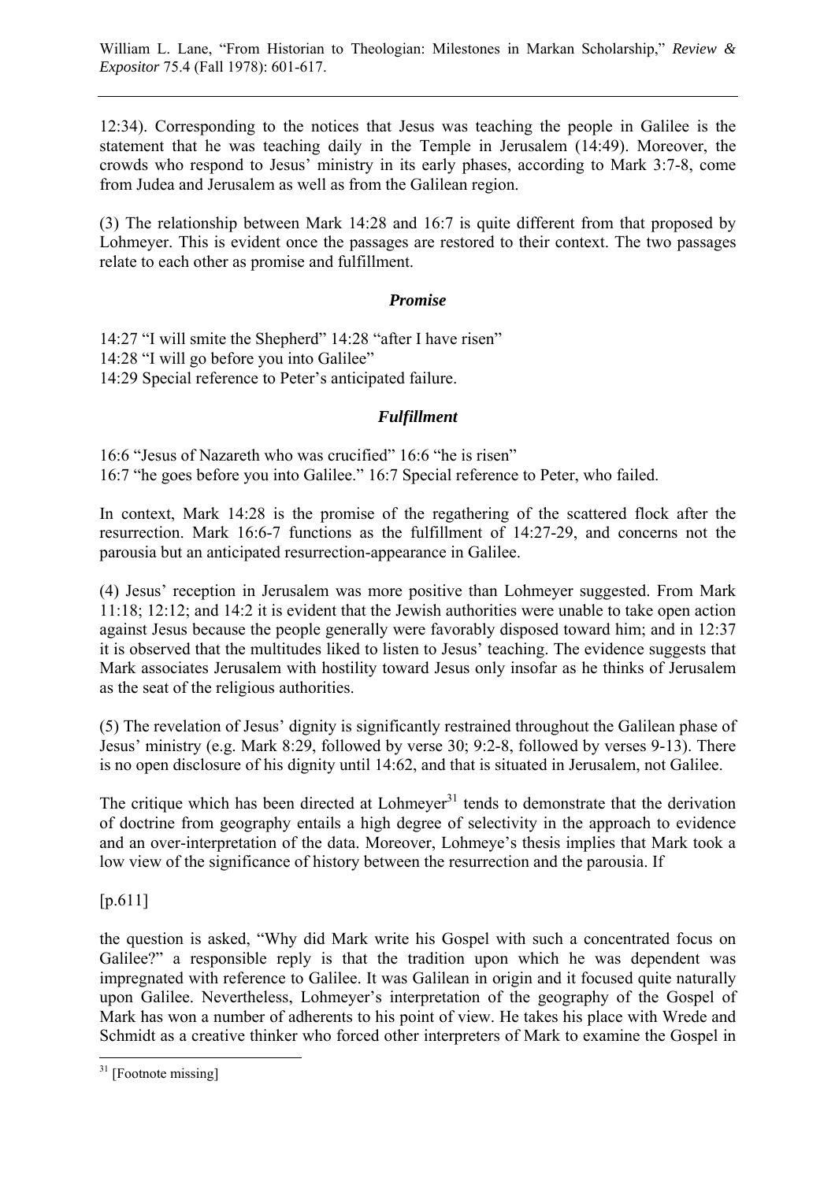12:34). Corresponding to the notices that Jesus was teaching the people in Galilee is the statement that he was teaching daily in the Temple in Jerusalem (14:49). Moreover, the crowds who respond to Jesus' ministry in its early phases, according to Mark 3:7-8, come from Judea and Jerusalem as well as from the Galilean region.

(3) The relationship between Mark 14:28 and 16:7 is quite different from that proposed by Lohmeyer. This is evident once the passages are restored to their context. The two passages relate to each other as promise and fulfillment.

***Promise***

14:27 "I will smite the Shepherd" 14:28 "after I have risen"
14:28 "I will go before you into Galilee"
14:29 Special reference to Peter's anticipated failure.

***Fulfillment***

16:6 "Jesus of Nazareth who was crucified" 16:6 "he is risen"
16:7 "he goes before you into Galilee." 16:7 Special reference to Peter, who failed.

In context, Mark 14:28 is the promise of the regathering of the scattered flock after the resurrection. Mark 16:6-7 functions as the fulfillment of 14:27-29, and concerns not the parousia but an anticipated resurrection-appearance in Galilee.

(4) Jesus' reception in Jerusalem was more positive than Lohmeyer suggested. From Mark 11:18; 12:12; and 14:2 it is evident that the Jewish authorities were unable to take open action against Jesus because the people generally were favorably disposed toward him; and in 12:37 it is observed that the multitudes liked to listen to Jesus' teaching. The evidence suggests that Mark associates Jerusalem with hostility toward Jesus only insofar as he thinks of Jerusalem as the seat of the religious authorities.

(5) The revelation of Jesus' dignity is significantly restrained throughout the Galilean phase of Jesus' ministry (e.g. Mark 8:29, followed by verse 30; 9:2-8, followed by verses 9-13). There is no open disclosure of his dignity until 14:62, and that is situated in Jerusalem, not Galilee.

The critique which has been directed at Lohmeyer[31] tends to demonstrate that the derivation of doctrine from geography entails a high degree of selectivity in the approach to evidence and an over-interpretation of the data. Moreover, Lohmeye's thesis implies that Mark took a low view of the significance of history between the resurrection and the parousia. If

[p.611]

the question is asked, "Why did Mark write his Gospel with such a concentrated focus on Galilee?" a responsible reply is that the tradition upon which he was dependent was impregnated with reference to Galilee. It was Galilean in origin and it focused quite naturally upon Galilee. Nevertheless, Lohmeyer's interpretation of the geography of the Gospel of Mark has won a number of adherents to his point of view. He takes his place with Wrede and Schmidt as a creative thinker who forced other interpreters of Mark to examine the Gospel in

---

[31] [Footnote missing]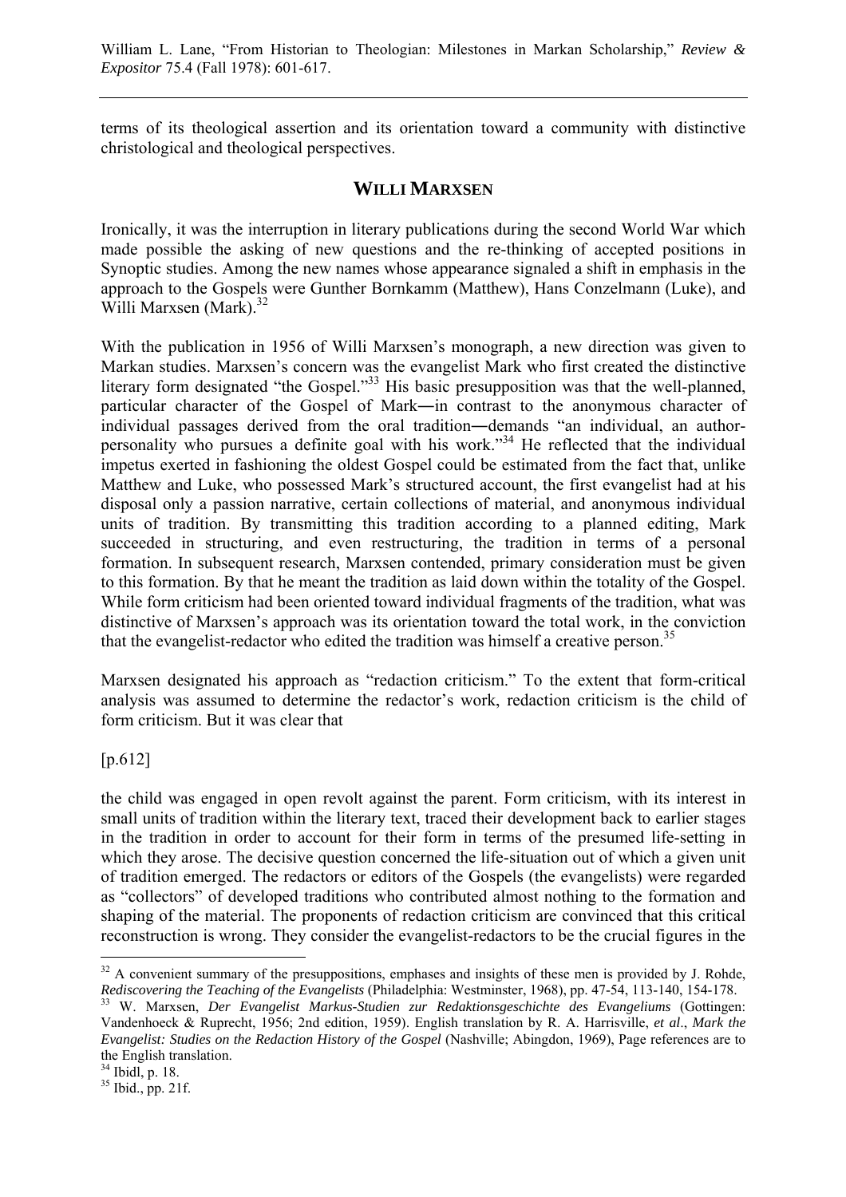terms of its theological assertion and its orientation toward a community with distinctive christological and theological perspectives.

## WILLI MARXSEN

Ironically, it was the interruption in literary publications during the second World War which made possible the asking of new questions and the re-thinking of accepted positions in Synoptic studies. Among the new names whose appearance signaled a shift in emphasis in the approach to the Gospels were Gunther Bornkamm (Matthew), Hans Conzelmann (Luke), and Willi Marxsen (Mark).[32]

With the publication in 1956 of Willi Marxsen's monograph, a new direction was given to Markan studies. Marxsen's concern was the evangelist Mark who first created the distinctive literary form designated "the Gospel."[33] His basic presupposition was that the well-planned, particular character of the Gospel of Mark―in contrast to the anonymous character of individual passages derived from the oral tradition―demands "an individual, an author-personality who pursues a definite goal with his work."[34] He reflected that the individual impetus exerted in fashioning the oldest Gospel could be estimated from the fact that, unlike Matthew and Luke, who possessed Mark's structured account, the first evangelist had at his disposal only a passion narrative, certain collections of material, and anonymous individual units of tradition. By transmitting this tradition according to a planned editing, Mark succeeded in structuring, and even restructuring, the tradition in terms of a personal formation. In subsequent research, Marxsen contended, primary consideration must be given to this formation. By that he meant the tradition as laid down within the totality of the Gospel. While form criticism had been oriented toward individual fragments of the tradition, what was distinctive of Marxsen's approach was its orientation toward the total work, in the conviction that the evangelist-redactor who edited the tradition was himself a creative person.[35]

Marxsen designated his approach as "redaction criticism." To the extent that form-critical analysis was assumed to determine the redactor's work, redaction criticism is the child of form criticism. But it was clear that

[p.612]

the child was engaged in open revolt against the parent. Form criticism, with its interest in small units of tradition within the literary text, traced their development back to earlier stages in the tradition in order to account for their form in terms of the presumed life-setting in which they arose. The decisive question concerned the life-situation out of which a given unit of tradition emerged. The redactors or editors of the Gospels (the evangelists) were regarded as "collectors" of developed traditions who contributed almost nothing to the formation and shaping of the material. The proponents of redaction criticism are convinced that this critical reconstruction is wrong. They consider the evangelist-redactors to be the crucial figures in the

---

[32] A convenient summary of the presuppositions, emphases and insights of these men is provided by J. Rohde, *Rediscovering the Teaching of the Evangelists* (Philadelphia: Westminster, 1968), pp. 47-54, 113-140, 154-178.

[33] W. Marxsen, *Der Evangelist Markus-Studien zur Redaktionsgeschichte des Evangeliums* (Gottingen: Vandenhoeck & Ruprecht, 1956; 2nd edition, 1959). English translation by R. A. Harrisville, *et al*., *Mark the Evangelist: Studies on the Redaction History of the Gospel* (Nashville; Abingdon, 1969), Page references are to the English translation.

[34] Ibidl, p. 18.

[35] Ibid., pp. 21f.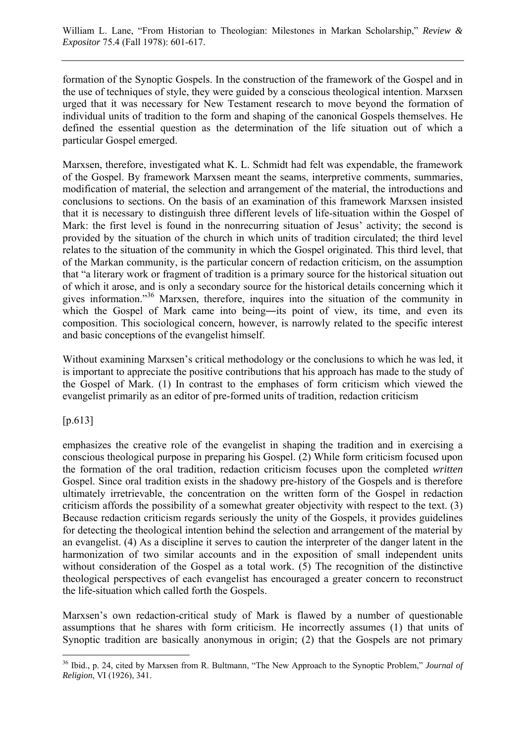formation of the Synoptic Gospels. In the construction of the framework of the Gospel and in the use of techniques of style, they were guided by a conscious theological intention. Marxsen urged that it was necessary for New Testament research to move beyond the formation of individual units of tradition to the form and shaping of the canonical Gospels themselves. He defined the essential question as the determination of the life situation out of which a particular Gospel emerged.

Marxsen, therefore, investigated what K. L. Schmidt had felt was expendable, the framework of the Gospel. By framework Marxsen meant the seams, interpretive comments, summaries, modification of material, the selection and arrangement of the material, the introductions and conclusions to sections. On the basis of an examination of this framework Marxsen insisted that it is necessary to distinguish three different levels of life-situation within the Gospel of Mark: the first level is found in the nonrecurring situation of Jesus' activity; the second is provided by the situation of the church in which units of tradition circulated; the third level relates to the situation of the community in which the Gospel originated. This third level, that of the Markan community, is the particular concern of redaction criticism, on the assumption that "a literary work or fragment of tradition is a primary source for the historical situation out of which it arose, and is only a secondary source for the historical details concerning which it gives information."[36] Marxsen, therefore, inquires into the situation of the community in which the Gospel of Mark came into being—its point of view, its time, and even its composition. This sociological concern, however, is narrowly related to the specific interest and basic conceptions of the evangelist himself.

Without examining Marxsen's critical methodology or the conclusions to which he was led, it is important to appreciate the positive contributions that his approach has made to the study of the Gospel of Mark. (1) In contrast to the emphases of form criticism which viewed the evangelist primarily as an editor of pre-formed units of tradition, redaction criticism

[p.613]

emphasizes the creative role of the evangelist in shaping the tradition and in exercising a conscious theological purpose in preparing his Gospel. (2) While form criticism focused upon the formation of the oral tradition, redaction criticism focuses upon the completed *written* Gospel. Since oral tradition exists in the shadowy pre-history of the Gospels and is therefore ultimately irretrievable, the concentration on the written form of the Gospel in redaction criticism affords the possibility of a somewhat greater objectivity with respect to the text. (3) Because redaction criticism regards seriously the unity of the Gospels, it provides guidelines for detecting the theological intention behind the selection and arrangement of the material by an evangelist. (4) As a discipline it serves to caution the interpreter of the danger latent in the harmonization of two similar accounts and in the exposition of small independent units without consideration of the Gospel as a total work. (5) The recognition of the distinctive theological perspectives of each evangelist has encouraged a greater concern to reconstruct the life-situation which called forth the Gospels.

Marxsen's own redaction-critical study of Mark is flawed by a number of questionable assumptions that he shares with form criticism. He incorrectly assumes (1) that units of Synoptic tradition are basically anonymous in origin; (2) that the Gospels are not primary

---

[36] Ibid., p. 24, cited by Marxsen from R. Bultmann, "The New Approach to the Synoptic Problem," *Journal of Religion*, VI (1926), 341.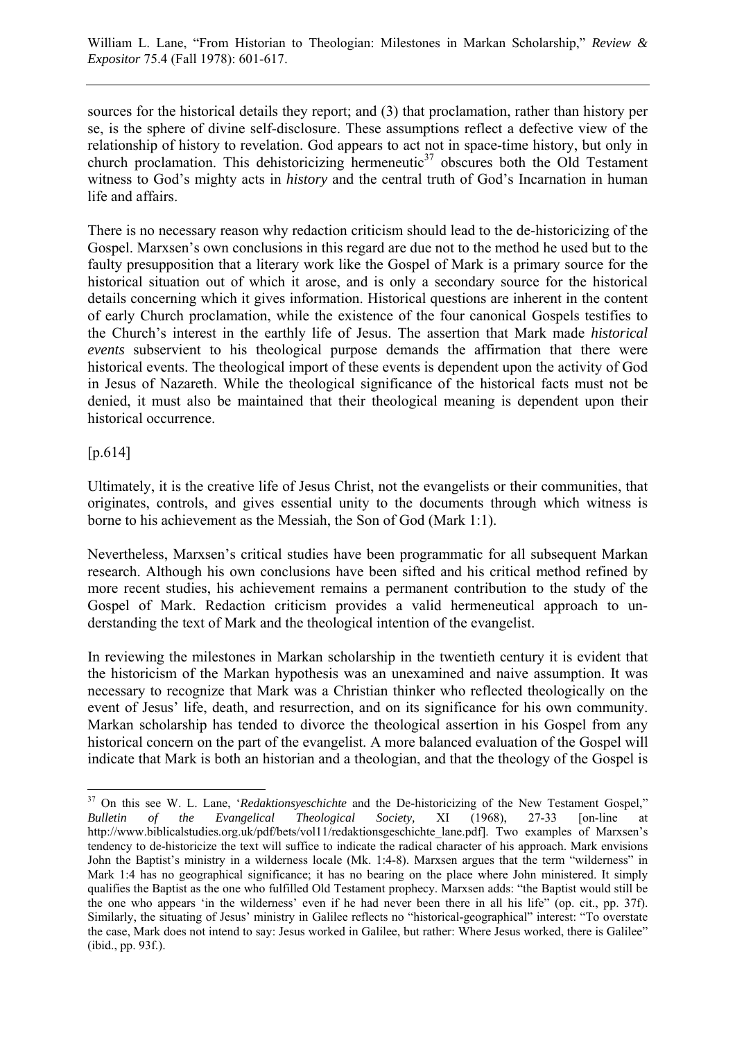sources for the historical details they report; and (3) that proclamation, rather than history per se, is the sphere of divine self-disclosure. These assumptions reflect a defective view of the relationship of history to revelation. God appears to act not in space-time history, but only in church proclamation. This dehistoricizing hermeneutic[37] obscures both the Old Testament witness to God's mighty acts in *history* and the central truth of God's Incarnation in human life and affairs.

There is no necessary reason why redaction criticism should lead to the de-historicizing of the Gospel. Marxsen's own conclusions in this regard are due not to the method he used but to the faulty presupposition that a literary work like the Gospel of Mark is a primary source for the historical situation out of which it arose, and is only a secondary source for the historical details concerning which it gives information. Historical questions are inherent in the content of early Church proclamation, while the existence of the four canonical Gospels testifies to the Church's interest in the earthly life of Jesus. The assertion that Mark made *historical events* subservient to his theological purpose demands the affirmation that there were historical events. The theological import of these events is dependent upon the activity of God in Jesus of Nazareth. While the theological significance of the historical facts must not be denied, it must also be maintained that their theological meaning is dependent upon their historical occurrence.

[p.614]

Ultimately, it is the creative life of Jesus Christ, not the evangelists or their communities, that originates, controls, and gives essential unity to the documents through which witness is borne to his achievement as the Messiah, the Son of God (Mark 1:1).

Nevertheless, Marxsen's critical studies have been programmatic for all subsequent Markan research. Although his own conclusions have been sifted and his critical method refined by more recent studies, his achievement remains a permanent contribution to the study of the Gospel of Mark. Redaction criticism provides a valid hermeneutical approach to understanding the text of Mark and the theological intention of the evangelist.

In reviewing the milestones in Markan scholarship in the twentieth century it is evident that the historicism of the Markan hypothesis was an unexamined and naive assumption. It was necessary to recognize that Mark was a Christian thinker who reflected theologically on the event of Jesus' life, death, and resurrection, and on its significance for his own community. Markan scholarship has tended to divorce the theological assertion in his Gospel from any historical concern on the part of the evangelist. A more balanced evaluation of the Gospel will indicate that Mark is both an historian and a theologian, and that the theology of the Gospel is

---

[37] On this see W. L. Lane, '*Redaktionsyeschichte* and the De-historicizing of the New Testament Gospel," *Bulletin of the Evangelical Theological Society,* XI (1968), 27-33 [on-line at http://www.biblicalstudies.org.uk/pdf/bets/vol11/redaktionsgeschichte_lane.pdf]. Two examples of Marxsen's tendency to de-historicize the text will suffice to indicate the radical character of his approach. Mark envisions John the Baptist's ministry in a wilderness locale (Mk. 1:4-8). Marxsen argues that the term "wilderness" in Mark 1:4 has no geographical significance; it has no bearing on the place where John ministered. It simply qualifies the Baptist as the one who fulfilled Old Testament prophecy. Marxsen adds: "the Baptist would still be the one who appears 'in the wilderness' even if he had never been there in all his life" (op. cit., pp. 37f). Similarly, the situating of Jesus' ministry in Galilee reflects no "historical-geographical" interest: "To overstate the case, Mark does not intend to say: Jesus worked in Galilee, but rather: Where Jesus worked, there is Galilee" (ibid., pp. 93f.).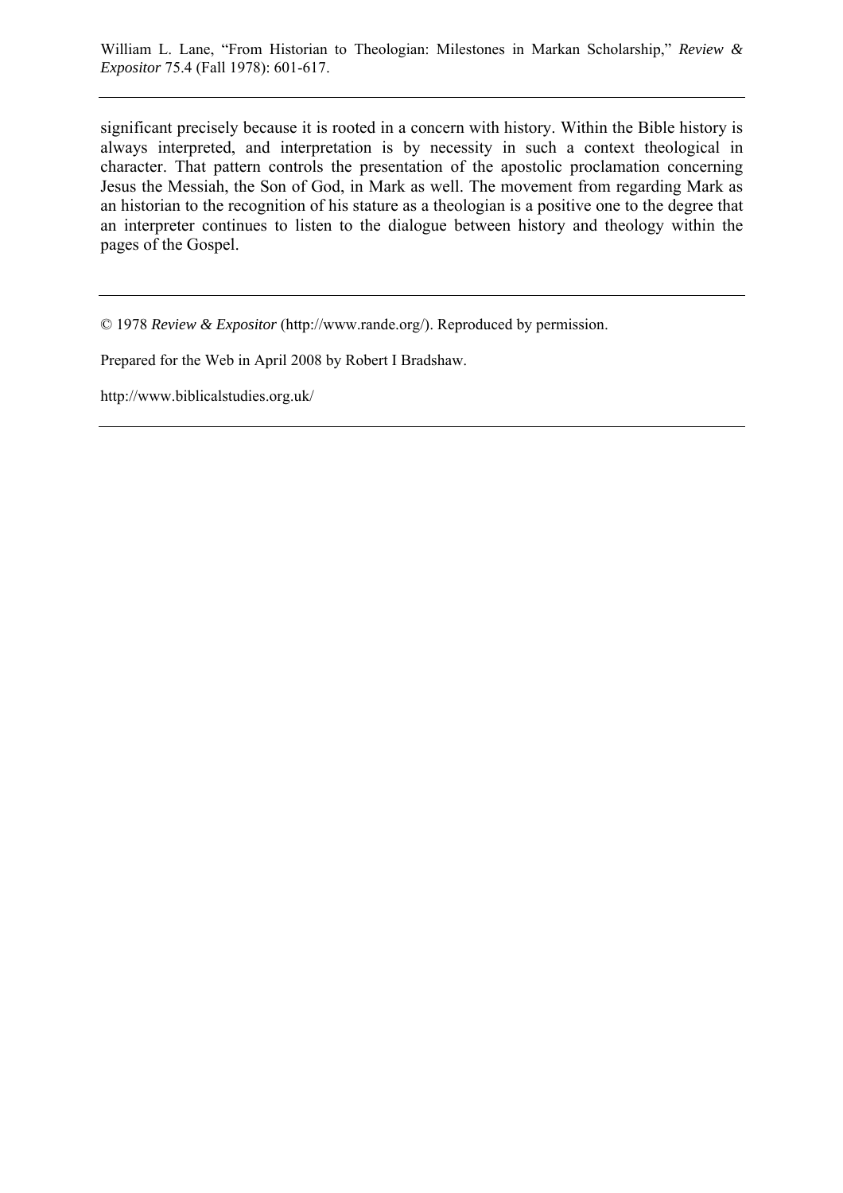significant precisely because it is rooted in a concern with history. Within the Bible history is always interpreted, and interpretation is by necessity in such a context theological in character. That pattern controls the presentation of the apostolic proclamation concerning Jesus the Messiah, the Son of God, in Mark as well. The movement from regarding Mark as an historian to the recognition of his stature as a theologian is a positive one to the degree that an interpreter continues to listen to the dialogue between history and theology within the pages of the Gospel.

---

© 1978 *Review & Expositor* (http://www.rande.org/). Reproduced by permission.

Prepared for the Web in April 2008 by Robert I Bradshaw.

http://www.biblicalstudies.org.uk/